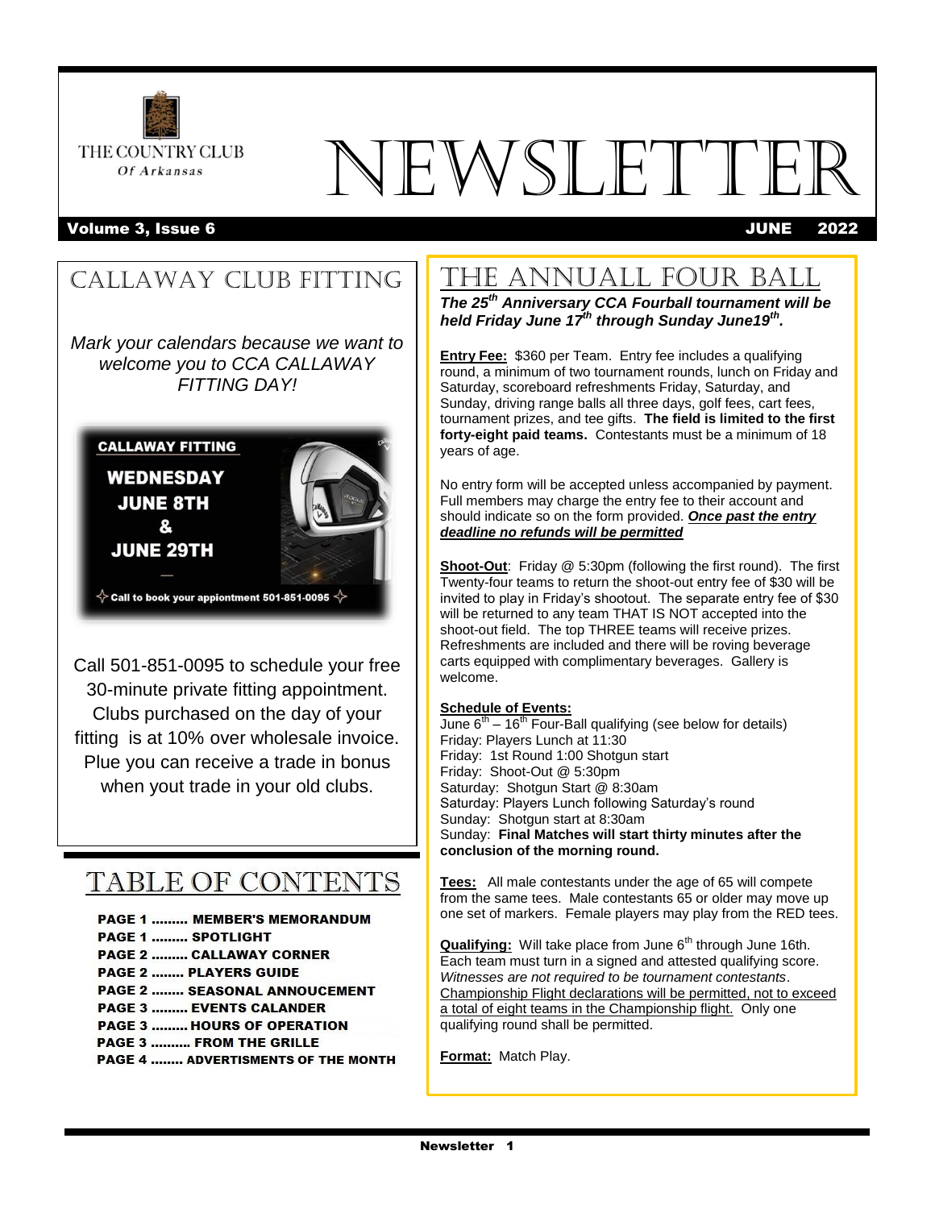THE COUNTRY CLUB
*Of Arkansas*

# NEWSLETTER

**Volume 3, Issue 6** **JUNE 2022**

## CALLAWAY CLUB FITTING

*Mark your calendars because we want to welcome you to CCA CALLAWAY FITTING DAY!*

**CALLAWAY FITTING**

**WEDNESDAY JUNE 8TH & JUNE 29TH**

Call to book your appiontment 501-851-0095

Call 501-851-0095 to schedule your free 30-minute private fitting appointment. Clubs purchased on the day of your fitting is at 10% over wholesale invoice. Plue you can receive a trade in bonus when yout trade in your old clubs.

## TABLE OF CONTENTS

- PAGE 1 ......... MEMBER'S MEMORANDUM
- PAGE 1 ......... SPOTLIGHT
- PAGE 2 ......... CALLAWAY CORNER
- PAGE 2 ........ PLAYERS GUIDE
- PAGE 2 ........ SEASONAL ANNOUCEMENT
- PAGE 3 ......... EVENTS CALANDER
- PAGE 3 ......... HOURS OF OPERATION
- PAGE 3 .......... FROM THE GRILLE
- PAGE 4 ........ ADVERTISMENTS OF THE MONTH

## THE ANNUALL FOUR BALL

***The 25th Anniversary CCA Fourball tournament will be held Friday June 17th through Sunday June19th.***

**Entry Fee:** $360 per Team. Entry fee includes a qualifying round, a minimum of two tournament rounds, lunch on Friday and Saturday, scoreboard refreshments Friday, Saturday, and Sunday, driving range balls all three days, golf fees, cart fees, tournament prizes, and tee gifts. **The field is limited to the first forty-eight paid teams.** Contestants must be a minimum of 18 years of age.

No entry form will be accepted unless accompanied by payment. Full members may charge the entry fee to their account and should indicate so on the form provided. ***Once past the entry deadline no refunds will be permitted***

**Shoot-Out**: Friday @ 5:30pm (following the first round). The first Twenty-four teams to return the shoot-out entry fee of $30 will be invited to play in Friday's shootout. The separate entry fee of $30 will be returned to any team THAT IS NOT accepted into the shoot-out field. The top THREE teams will receive prizes. Refreshments are included and there will be roving beverage carts equipped with complimentary beverages. Gallery is welcome.

**Schedule of Events:**

June 6th – 16th Four-Ball qualifying (see below for details)
Friday: Players Lunch at 11:30
Friday: 1st Round 1:00 Shotgun start
Friday: Shoot-Out @ 5:30pm
Saturday: Shotgun Start @ 8:30am
Saturday: Players Lunch following Saturday's round
Sunday: Shotgun start at 8:30am
Sunday: **Final Matches will start thirty minutes after the conclusion of the morning round.**

**Tees:** All male contestants under the age of 65 will compete from the same tees. Male contestants 65 or older may move up one set of markers. Female players may play from the RED tees.

**Qualifying:** Will take place from June 6th through June 16th. Each team must turn in a signed and attested qualifying score. *Witnesses are not required to be tournament contestants*. Championship Flight declarations will be permitted, not to exceed a total of eight teams in the Championship flight. Only one qualifying round shall be permitted.

**Format:** Match Play.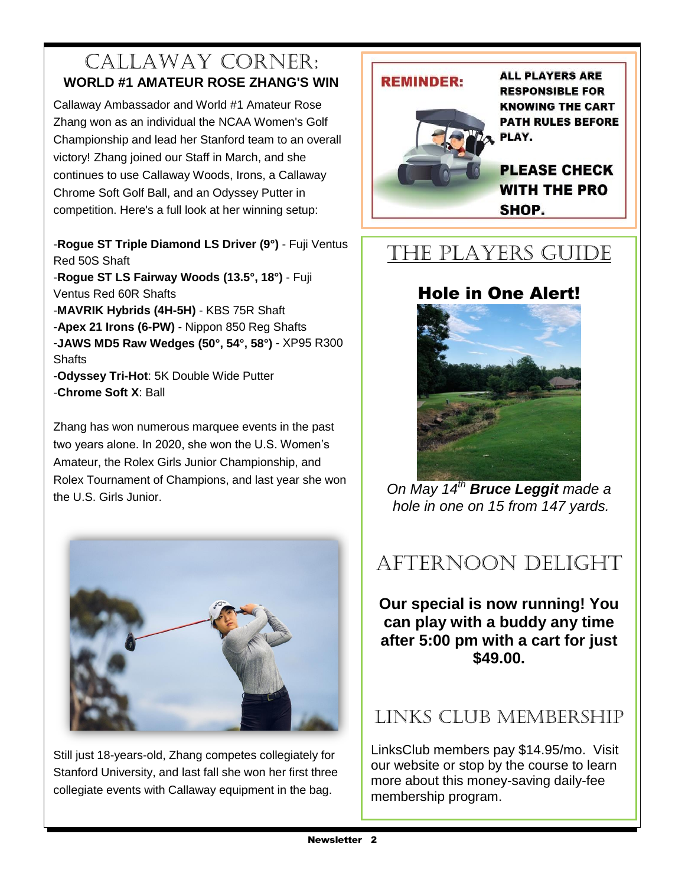# CALLAWAY CORNER:

## WORLD #1 AMATEUR ROSE ZHANG'S WIN

Callaway Ambassador and World #1 Amateur Rose Zhang won as an individual the NCAA Women's Golf Championship and lead her Stanford team to an overall victory! Zhang joined our Staff in March, and she continues to use Callaway Woods, Irons, a Callaway Chrome Soft Golf Ball, and an Odyssey Putter in competition. Here's a full look at her winning setup:

-**Rogue ST Triple Diamond LS Driver (9°)** - Fuji Ventus Red 50S Shaft
-**Rogue ST LS Fairway Woods (13.5°, 18°)** - Fuji Ventus Red 60R Shafts
-**MAVRIK Hybrids (4H-5H)** - KBS 75R Shaft
-**Apex 21 Irons (6-PW)** - Nippon 850 Reg Shafts
-**JAWS MD5 Raw Wedges (50°, 54°, 58°)** - XP95 R300 Shafts
-**Odyssey Tri-Hot**: 5K Double Wide Putter
-**Chrome Soft X**: Ball

Zhang has won numerous marquee events in the past two years alone. In 2020, she won the U.S. Women's Amateur, the Rolex Girls Junior Championship, and Rolex Tournament of Champions, and last year she won the U.S. Girls Junior.

Still just 18-years-old, Zhang competes collegiately for Stanford University, and last fall she won her first three collegiate events with Callaway equipment in the bag.

**REMINDER:**

**ALL PLAYERS ARE RESPONSIBLE FOR KNOWING THE CART PATH RULES BEFORE PLAY.**

**PLEASE CHECK WITH THE PRO SHOP.**

# THE PLAYERS GUIDE

## Hole in One Alert!

*On May 14th **Bruce Leggit** made a hole in one on 15 from 147 yards.*

# AFTERNOON DELIGHT

**Our special is now running! You can play with a buddy any time after 5:00 pm with a cart for just $49.00.**

# LINKS CLUB MEMBERSHIP

LinksClub members pay $14.95/mo. Visit our website or stop by the course to learn more about this money-saving daily-fee membership program.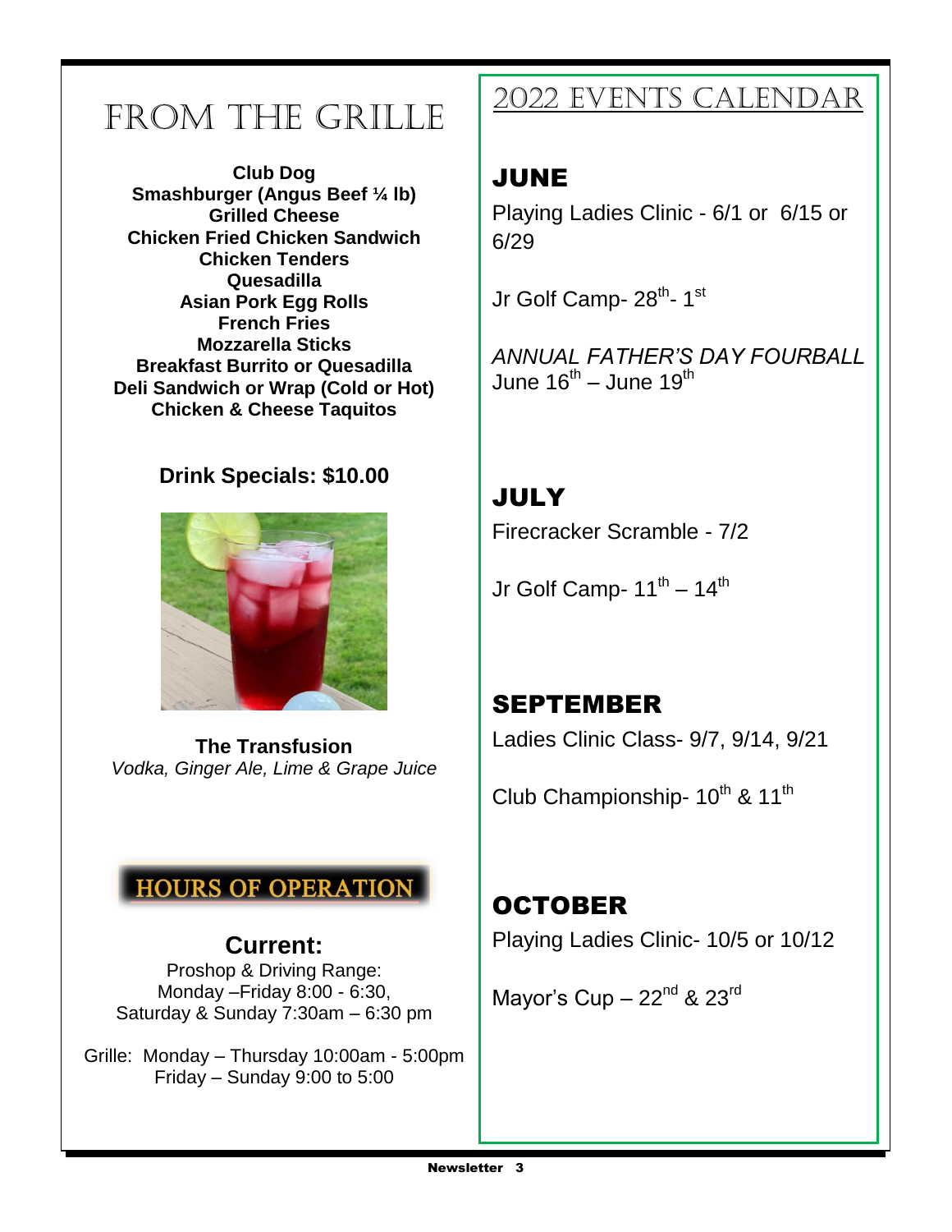# From the Grille

**Club Dog**
**Smashburger (Angus Beef ¼ lb)**
**Grilled Cheese**
**Chicken Fried Chicken Sandwich**
**Chicken Tenders**
**Quesadilla**
**Asian Pork Egg Rolls**
**French Fries**
**Mozzarella Sticks**
**Breakfast Burrito or Quesadilla**
**Deli Sandwich or Wrap (Cold or Hot)**
**Chicken & Cheese Taquitos**

**Drink Specials: $10.00**

**The Transfusion**
*Vodka, Ginger Ale, Lime & Grape Juice*

## HOURS OF OPERATION

### Current:

Proshop & Driving Range:
Monday –Friday 8:00 - 6:30,
Saturday & Sunday 7:30am – 6:30 pm

Grille: Monday – Thursday 10:00am - 5:00pm
Friday – Sunday 9:00 to 5:00

# 2022 Events Calendar

## JUNE

Playing Ladies Clinic - 6/1 or 6/15 or 6/29

Jr Golf Camp- 28th- 1st

*ANNUAL FATHER'S DAY FOURBALL*
June 16th – June 19th

## JULY

Firecracker Scramble - 7/2

Jr Golf Camp- 11th – 14th

## SEPTEMBER

Ladies Clinic Class- 9/7, 9/14, 9/21

Club Championship- 10th & 11th

## OCTOBER

Playing Ladies Clinic- 10/5 or 10/12

Mayor's Cup – 22nd & 23rd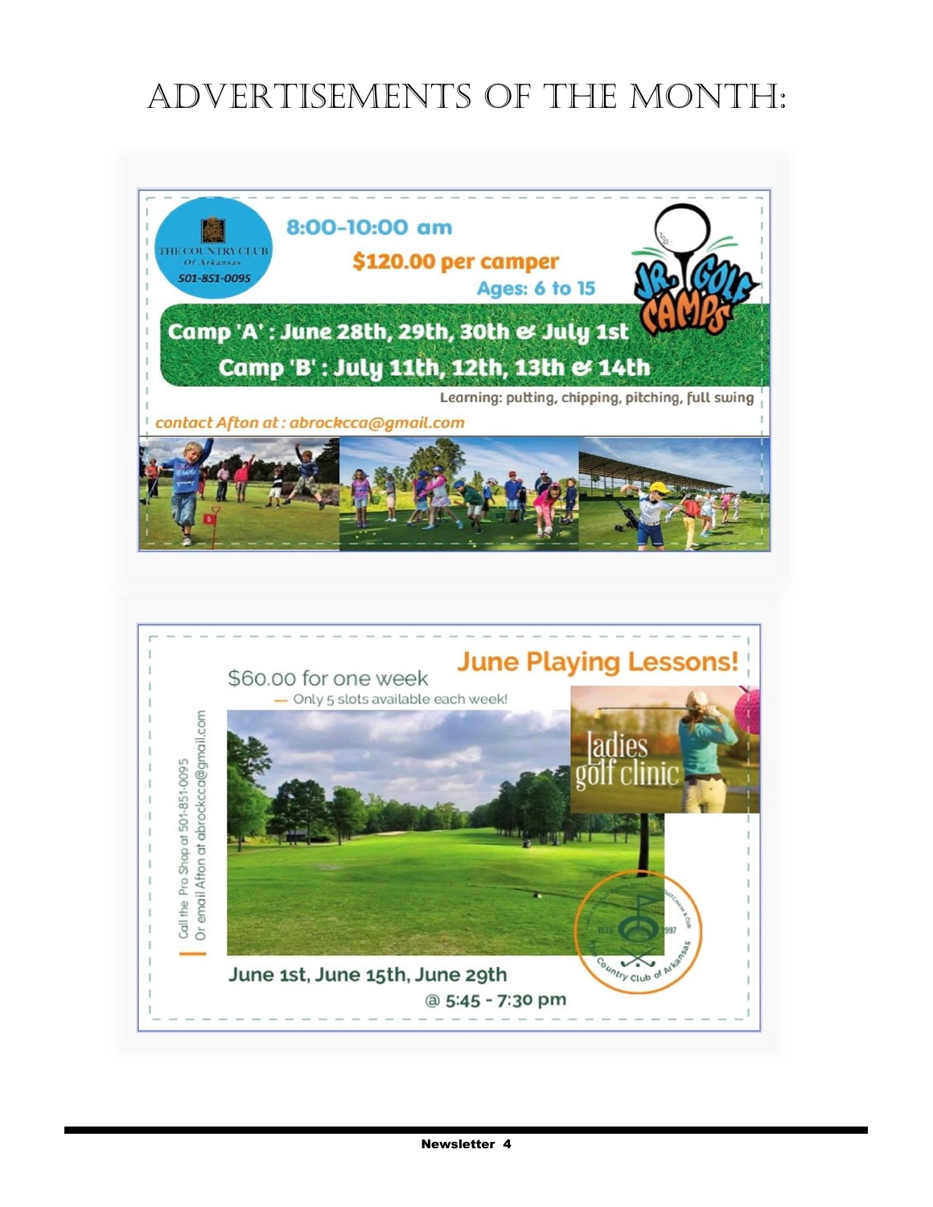# Advertisements of the Month:

THE COUNTRY CLUB Of Arkansas
501-851-0095

8:00-10:00 am

$120.00 per camper

Ages: 6 to 15

JR. GOLF CAMPS

Camp 'A' : June 28th, 29th, 30th & July 1st

Camp 'B' : July 11th, 12th, 13th & 14th

Learning: putting, chipping, pitching, full swing

*contact Afton at : abrockcca@gmail.com*

June Playing Lessons!

$60.00 for one week

— Only 5 slots available each week!

ladies golf clinic

Call the Pro Shop at 501-851-0095
Or email Afton at abrockcca@gmail.com

June 1st, June 15th, June 29th

@ 5:45 - 7:30 pm

Country Club of Arkansas